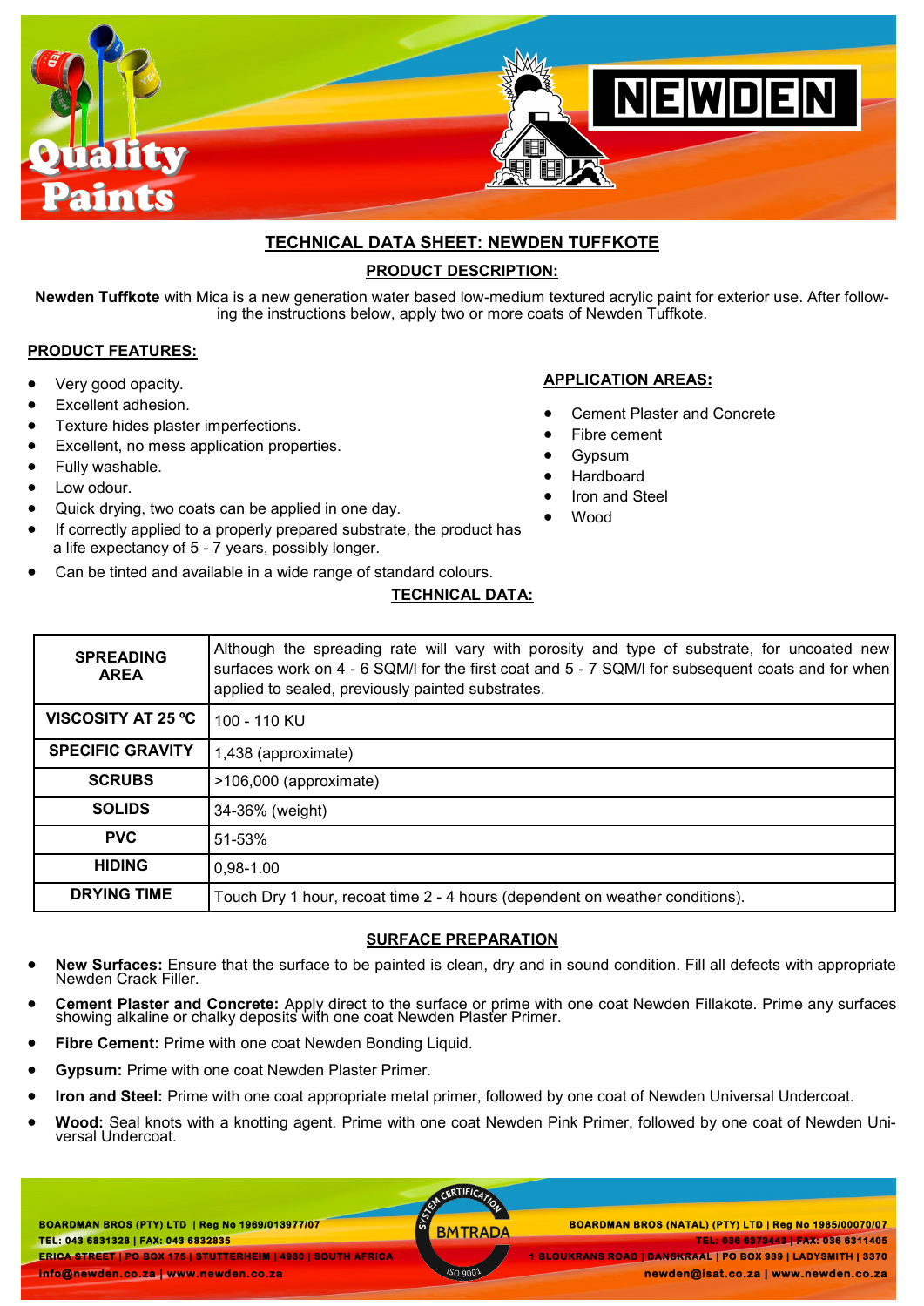# TECHNICAL DATA SHEET: NEWDEN TUFFKOTE

## PRODUCT DESCRIPTION:

**Newden Tuffkote** with Mica is a new generation water based low-medium textured acrylic paint for exterior use. After following the instructions below, apply two or more coats of Newden Tuffkote.

## PRODUCT FEATURES:

- Very good opacity.
- Excellent adhesion.
- Texture hides plaster imperfections.
- Excellent, no mess application properties.
- Fully washable.
- Low odour.
- Quick drying, two coats can be applied in one day.
- If correctly applied to a properly prepared substrate, the product has a life expectancy of 5 - 7 years, possibly longer.
- Can be tinted and available in a wide range of standard colours.

## APPLICATION AREAS:

- Cement Plaster and Concrete
- Fibre cement
- Gypsum
- Hardboard
- Iron and Steel
- Wood

## TECHNICAL DATA:

| | |
|---|---|
| **SPREADING AREA** | Although the spreading rate will vary with porosity and type of substrate, for uncoated new surfaces work on 4 - 6 SQM/l for the first coat and 5 - 7 SQM/l for subsequent coats and for when applied to sealed, previously painted substrates. |
| **VISCOSITY AT 25 ºC** | 100 - 110 KU |
| **SPECIFIC GRAVITY** | 1,438 (approximate) |
| **SCRUBS** | >106,000 (approximate) |
| **SOLIDS** | 34-36% (weight) |
| **PVC** | 51-53% |
| **HIDING** | 0,98-1.00 |
| **DRYING TIME** | Touch Dry 1 hour, recoat time 2 - 4 hours (dependent on weather conditions). |

## SURFACE PREPARATION

- **New Surfaces:** Ensure that the surface to be painted is clean, dry and in sound condition. Fill all defects with appropriate Newden Crack Filler.
- **Cement Plaster and Concrete:** Apply direct to the surface or prime with one coat Newden Fillakote. Prime any surfaces showing alkaline or chalky deposits with one coat Newden Plaster Primer.
- **Fibre Cement:** Prime with one coat Newden Bonding Liquid.
- **Gypsum:** Prime with one coat Newden Plaster Primer.
- **Iron and Steel:** Prime with one coat appropriate metal primer, followed by one coat of Newden Universal Undercoat.
- **Wood:** Seal knots with a knotting agent. Prime with one coat Newden Pink Primer, followed by one coat of Newden Universal Undercoat.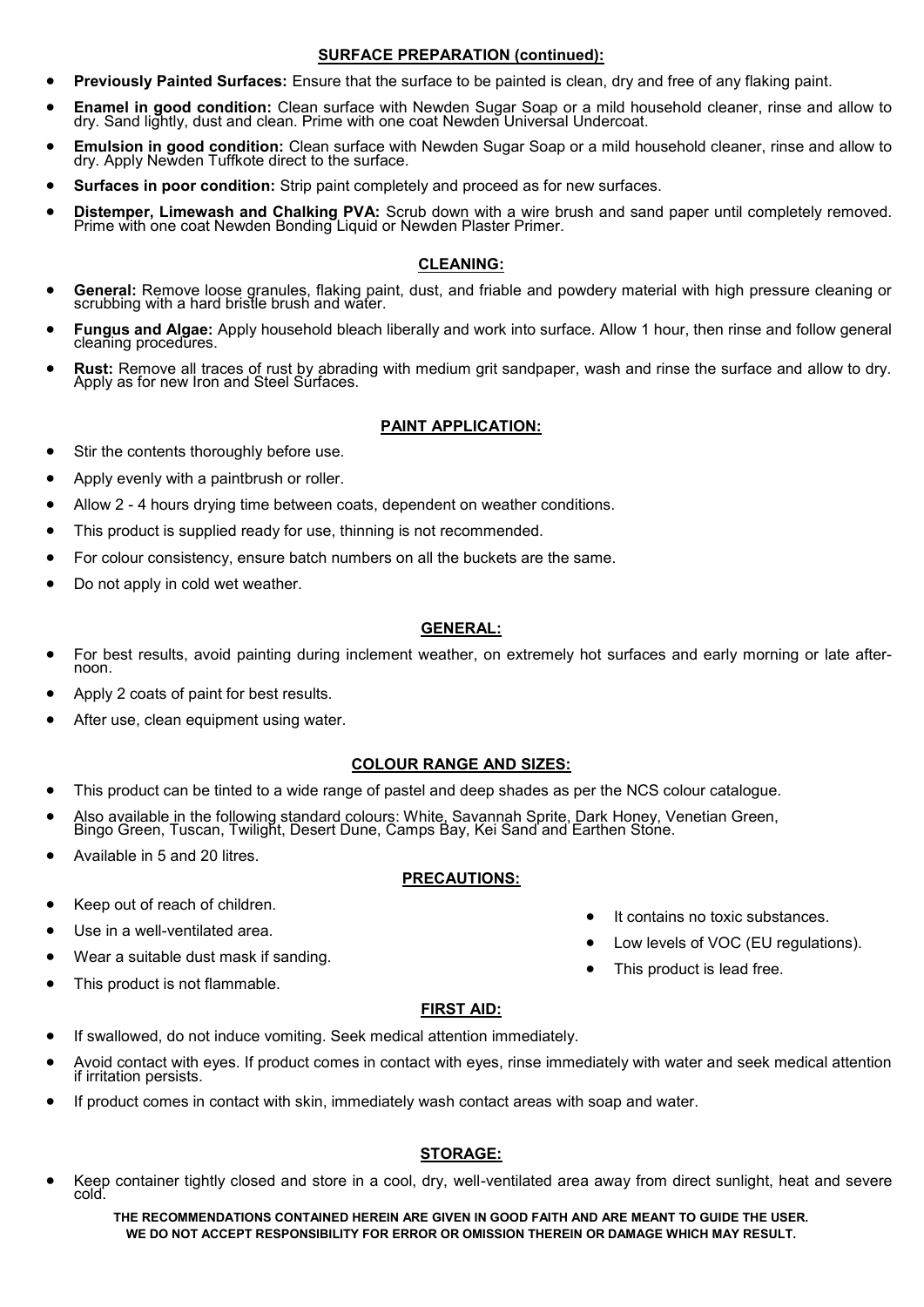## SURFACE PREPARATION (continued):

- **Previously Painted Surfaces:** Ensure that the surface to be painted is clean, dry and free of any flaking paint.
- **Enamel in good condition:** Clean surface with Newden Sugar Soap or a mild household cleaner, rinse and allow to dry. Sand lightly, dust and clean. Prime with one coat Newden Universal Undercoat.
- **Emulsion in good condition:** Clean surface with Newden Sugar Soap or a mild household cleaner, rinse and allow to dry. Apply Newden Tuffkote direct to the surface.
- **Surfaces in poor condition:** Strip paint completely and proceed as for new surfaces.
- **Distemper, Limewash and Chalking PVA:** Scrub down with a wire brush and sand paper until completely removed. Prime with one coat Newden Bonding Liquid or Newden Plaster Primer.

## CLEANING:

- **General:** Remove loose granules, flaking paint, dust, and friable and powdery material with high pressure cleaning or scrubbing with a hard bristle brush and water.
- **Fungus and Algae:** Apply household bleach liberally and work into surface. Allow 1 hour, then rinse and follow general cleaning procedures.
- **Rust:** Remove all traces of rust by abrading with medium grit sandpaper, wash and rinse the surface and allow to dry. Apply as for new Iron and Steel Surfaces.

## PAINT APPLICATION:

- Stir the contents thoroughly before use.
- Apply evenly with a paintbrush or roller.
- Allow 2 - 4 hours drying time between coats, dependent on weather conditions.
- This product is supplied ready for use, thinning is not recommended.
- For colour consistency, ensure batch numbers on all the buckets are the same.
- Do not apply in cold wet weather.

## GENERAL:

- For best results, avoid painting during inclement weather, on extremely hot surfaces and early morning or late afternoon.
- Apply 2 coats of paint for best results.
- After use, clean equipment using water.

## COLOUR RANGE AND SIZES:

- This product can be tinted to a wide range of pastel and deep shades as per the NCS colour catalogue.
- Also available in the following standard colours: White, Savannah Sprite, Dark Honey, Venetian Green, Bingo Green, Tuscan, Twilight, Desert Dune, Camps Bay, Kei Sand and Earthen Stone.
- Available in 5 and 20 litres.

## PRECAUTIONS:

- Keep out of reach of children.
- Use in a well-ventilated area.
- Wear a suitable dust mask if sanding.
- This product is not flammable.
- It contains no toxic substances.
- Low levels of VOC (EU regulations).
- This product is lead free.

## FIRST AID:

- If swallowed, do not induce vomiting. Seek medical attention immediately.
- Avoid contact with eyes. If product comes in contact with eyes, rinse immediately with water and seek medical attention if irritation persists.
- If product comes in contact with skin, immediately wash contact areas with soap and water.

## STORAGE:

- Keep container tightly closed and store in a cool, dry, well-ventilated area away from direct sunlight, heat and severe cold.

**THE RECOMMENDATIONS CONTAINED HEREIN ARE GIVEN IN GOOD FAITH AND ARE MEANT TO GUIDE THE USER. WE DO NOT ACCEPT RESPONSIBILITY FOR ERROR OR OMISSION THEREIN OR DAMAGE WHICH MAY RESULT.**